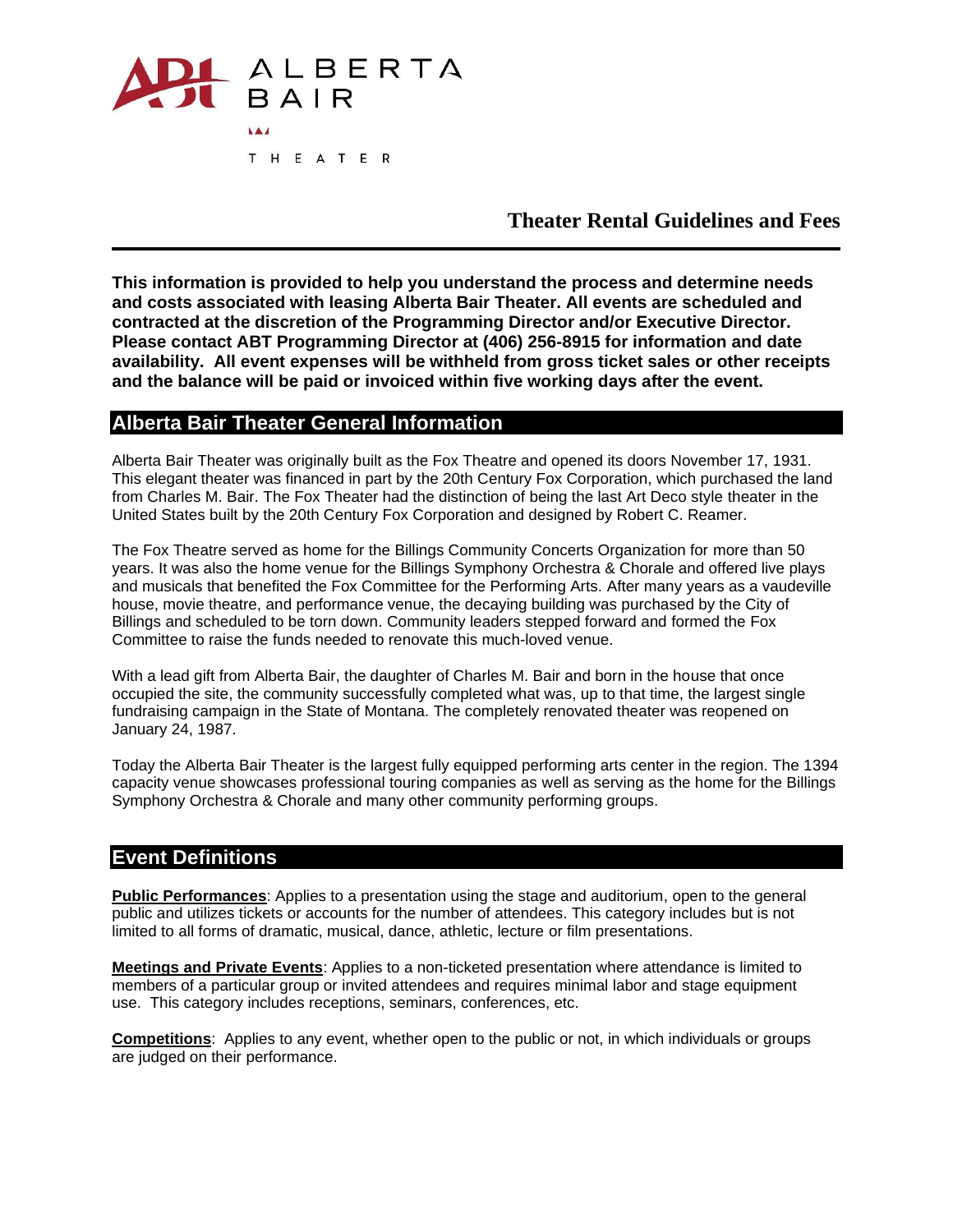ALBERTA BAIR THEATER

# Theater Rental Guidelines and Fees

**This information is provided to help you understand the process and determine needs and costs associated with leasing Alberta Bair Theater. All events are scheduled and contracted at the discretion of the Programming Director and/or Executive Director. Please contact ABT Programming Director at (406) 256-8915 for information and date availability. All event expenses will be withheld from gross ticket sales or other receipts and the balance will be paid or invoiced within five working days after the event.**

## Alberta Bair Theater General Information

Alberta Bair Theater was originally built as the Fox Theatre and opened its doors November 17, 1931. This elegant theater was financed in part by the 20th Century Fox Corporation, which purchased the land from Charles M. Bair. The Fox Theater had the distinction of being the last Art Deco style theater in the United States built by the 20th Century Fox Corporation and designed by Robert C. Reamer.

The Fox Theatre served as home for the Billings Community Concerts Organization for more than 50 years. It was also the home venue for the Billings Symphony Orchestra & Chorale and offered live plays and musicals that benefited the Fox Committee for the Performing Arts. After many years as a vaudeville house, movie theatre, and performance venue, the decaying building was purchased by the City of Billings and scheduled to be torn down. Community leaders stepped forward and formed the Fox Committee to raise the funds needed to renovate this much-loved venue.

With a lead gift from Alberta Bair, the daughter of Charles M. Bair and born in the house that once occupied the site, the community successfully completed what was, up to that time, the largest single fundraising campaign in the State of Montana. The completely renovated theater was reopened on January 24, 1987.

Today the Alberta Bair Theater is the largest fully equipped performing arts center in the region. The 1394 capacity venue showcases professional touring companies as well as serving as the home for the Billings Symphony Orchestra & Chorale and many other community performing groups.

## Event Definitions

**Public Performances**: Applies to a presentation using the stage and auditorium, open to the general public and utilizes tickets or accounts for the number of attendees. This category includes but is not limited to all forms of dramatic, musical, dance, athletic, lecture or film presentations.

**Meetings and Private Events**: Applies to a non-ticketed presentation where attendance is limited to members of a particular group or invited attendees and requires minimal labor and stage equipment use. This category includes receptions, seminars, conferences, etc.

**Competitions**: Applies to any event, whether open to the public or not, in which individuals or groups are judged on their performance.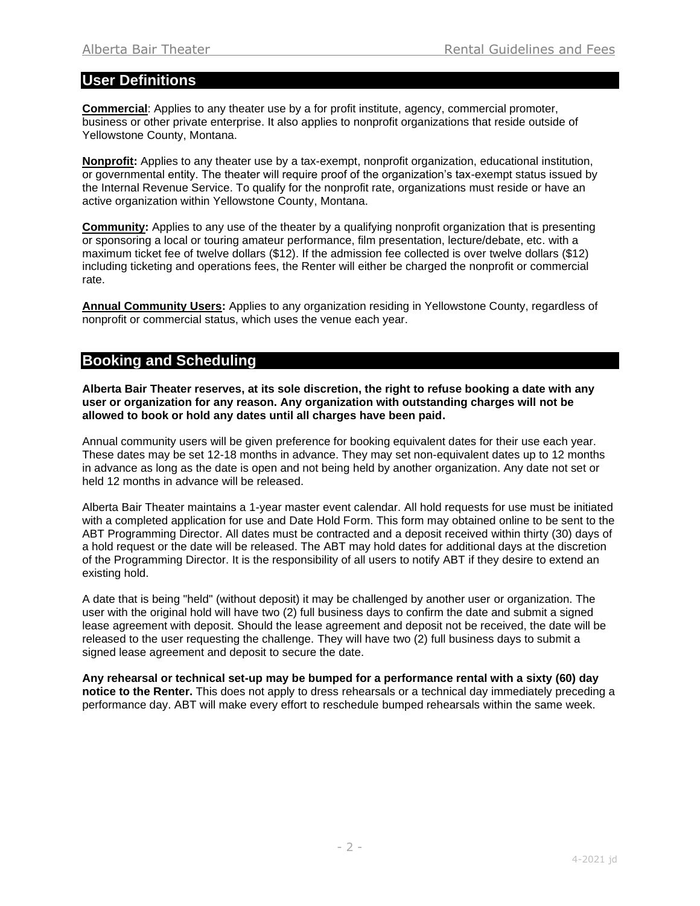## User Definitions

**Commercial**: Applies to any theater use by a for profit institute, agency, commercial promoter, business or other private enterprise. It also applies to nonprofit organizations that reside outside of Yellowstone County, Montana.

**Nonprofit:** Applies to any theater use by a tax-exempt, nonprofit organization, educational institution, or governmental entity. The theater will require proof of the organization's tax-exempt status issued by the Internal Revenue Service. To qualify for the nonprofit rate, organizations must reside or have an active organization within Yellowstone County, Montana.

**Community:** Applies to any use of the theater by a qualifying nonprofit organization that is presenting or sponsoring a local or touring amateur performance, film presentation, lecture/debate, etc. with a maximum ticket fee of twelve dollars ($12). If the admission fee collected is over twelve dollars ($12) including ticketing and operations fees, the Renter will either be charged the nonprofit or commercial rate.

**Annual Community Users:** Applies to any organization residing in Yellowstone County, regardless of nonprofit or commercial status, which uses the venue each year.

## Booking and Scheduling

**Alberta Bair Theater reserves, at its sole discretion, the right to refuse booking a date with any user or organization for any reason. Any organization with outstanding charges will not be allowed to book or hold any dates until all charges have been paid.**

Annual community users will be given preference for booking equivalent dates for their use each year. These dates may be set 12-18 months in advance. They may set non-equivalent dates up to 12 months in advance as long as the date is open and not being held by another organization. Any date not set or held 12 months in advance will be released.

Alberta Bair Theater maintains a 1-year master event calendar. All hold requests for use must be initiated with a completed application for use and Date Hold Form. This form may obtained online to be sent to the ABT Programming Director. All dates must be contracted and a deposit received within thirty (30) days of a hold request or the date will be released. The ABT may hold dates for additional days at the discretion of the Programming Director. It is the responsibility of all users to notify ABT if they desire to extend an existing hold.

A date that is being "held" (without deposit) it may be challenged by another user or organization. The user with the original hold will have two (2) full business days to confirm the date and submit a signed lease agreement with deposit. Should the lease agreement and deposit not be received, the date will be released to the user requesting the challenge. They will have two (2) full business days to submit a signed lease agreement and deposit to secure the date.

**Any rehearsal or technical set-up may be bumped for a performance rental with a sixty (60) day notice to the Renter.** This does not apply to dress rehearsals or a technical day immediately preceding a performance day. ABT will make every effort to reschedule bumped rehearsals within the same week.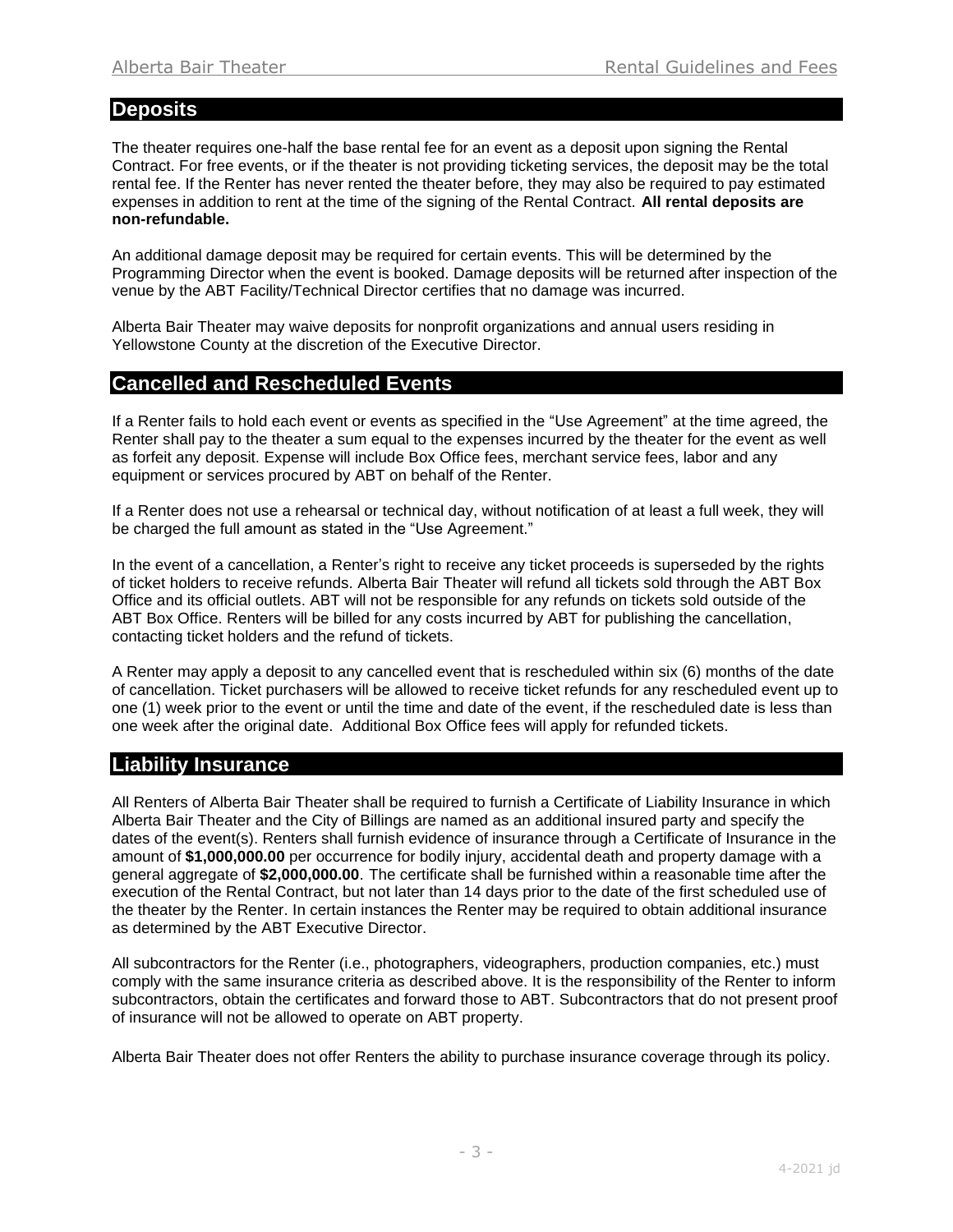## Deposits

The theater requires one-half the base rental fee for an event as a deposit upon signing the Rental Contract. For free events, or if the theater is not providing ticketing services, the deposit may be the total rental fee. If the Renter has never rented the theater before, they may also be required to pay estimated expenses in addition to rent at the time of the signing of the Rental Contract. **All rental deposits are non-refundable.**

An additional damage deposit may be required for certain events. This will be determined by the Programming Director when the event is booked. Damage deposits will be returned after inspection of the venue by the ABT Facility/Technical Director certifies that no damage was incurred.

Alberta Bair Theater may waive deposits for nonprofit organizations and annual users residing in Yellowstone County at the discretion of the Executive Director.

## Cancelled and Rescheduled Events

If a Renter fails to hold each event or events as specified in the "Use Agreement" at the time agreed, the Renter shall pay to the theater a sum equal to the expenses incurred by the theater for the event as well as forfeit any deposit. Expense will include Box Office fees, merchant service fees, labor and any equipment or services procured by ABT on behalf of the Renter.

If a Renter does not use a rehearsal or technical day, without notification of at least a full week, they will be charged the full amount as stated in the "Use Agreement."

In the event of a cancellation, a Renter's right to receive any ticket proceeds is superseded by the rights of ticket holders to receive refunds. Alberta Bair Theater will refund all tickets sold through the ABT Box Office and its official outlets. ABT will not be responsible for any refunds on tickets sold outside of the ABT Box Office. Renters will be billed for any costs incurred by ABT for publishing the cancellation, contacting ticket holders and the refund of tickets.

A Renter may apply a deposit to any cancelled event that is rescheduled within six (6) months of the date of cancellation. Ticket purchasers will be allowed to receive ticket refunds for any rescheduled event up to one (1) week prior to the event or until the time and date of the event, if the rescheduled date is less than one week after the original date. Additional Box Office fees will apply for refunded tickets.

## Liability Insurance

All Renters of Alberta Bair Theater shall be required to furnish a Certificate of Liability Insurance in which Alberta Bair Theater and the City of Billings are named as an additional insured party and specify the dates of the event(s). Renters shall furnish evidence of insurance through a Certificate of Insurance in the amount of **$1,000,000.00** per occurrence for bodily injury, accidental death and property damage with a general aggregate of **$2,000,000.00**. The certificate shall be furnished within a reasonable time after the execution of the Rental Contract, but not later than 14 days prior to the date of the first scheduled use of the theater by the Renter. In certain instances the Renter may be required to obtain additional insurance as determined by the ABT Executive Director.

All subcontractors for the Renter (i.e., photographers, videographers, production companies, etc.) must comply with the same insurance criteria as described above. It is the responsibility of the Renter to inform subcontractors, obtain the certificates and forward those to ABT. Subcontractors that do not present proof of insurance will not be allowed to operate on ABT property.

Alberta Bair Theater does not offer Renters the ability to purchase insurance coverage through its policy.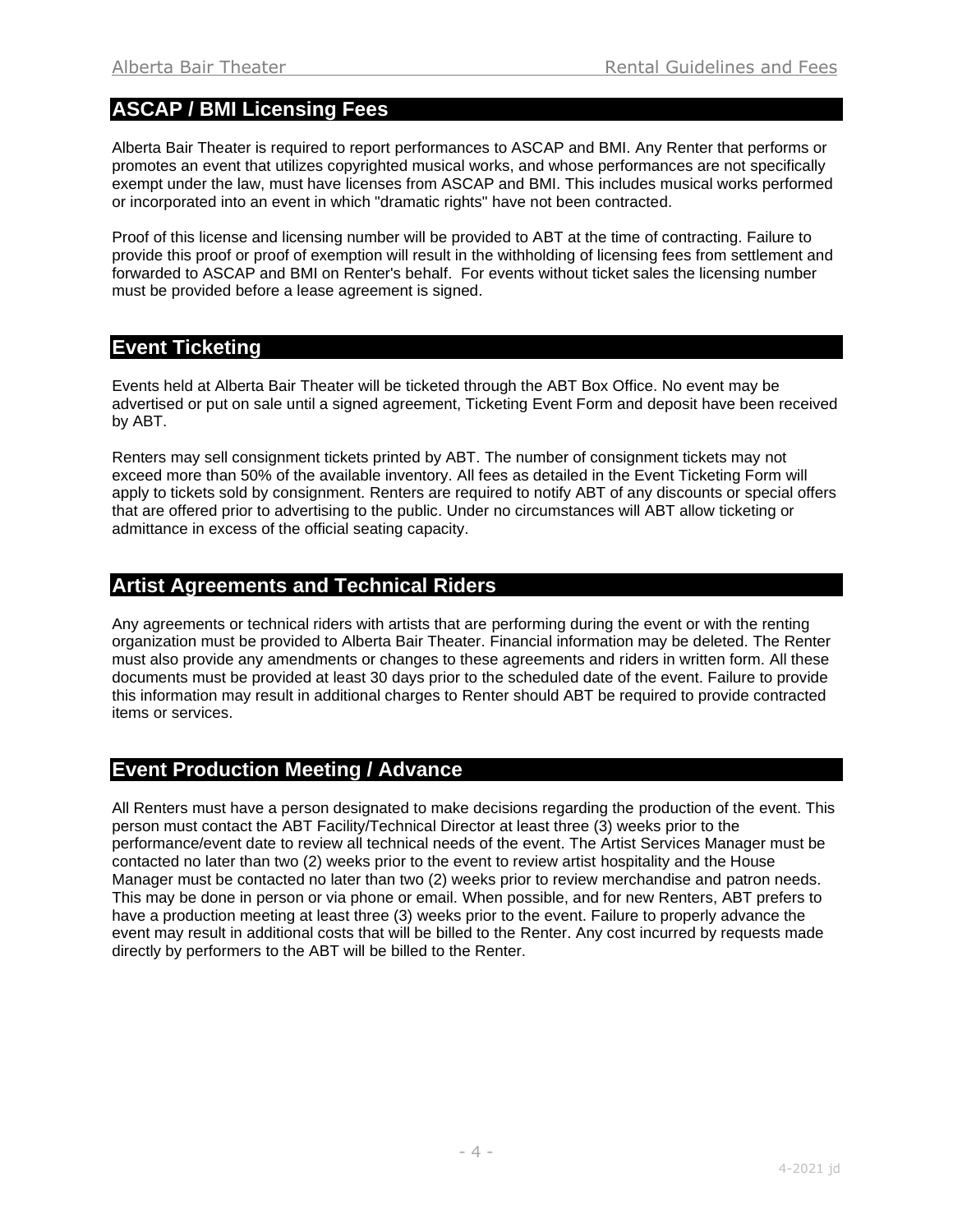## ASCAP / BMI Licensing Fees

Alberta Bair Theater is required to report performances to ASCAP and BMI. Any Renter that performs or promotes an event that utilizes copyrighted musical works, and whose performances are not specifically exempt under the law, must have licenses from ASCAP and BMI. This includes musical works performed or incorporated into an event in which "dramatic rights" have not been contracted.

Proof of this license and licensing number will be provided to ABT at the time of contracting. Failure to provide this proof or proof of exemption will result in the withholding of licensing fees from settlement and forwarded to ASCAP and BMI on Renter's behalf. For events without ticket sales the licensing number must be provided before a lease agreement is signed.

## Event Ticketing

Events held at Alberta Bair Theater will be ticketed through the ABT Box Office. No event may be advertised or put on sale until a signed agreement, Ticketing Event Form and deposit have been received by ABT.

Renters may sell consignment tickets printed by ABT. The number of consignment tickets may not exceed more than 50% of the available inventory. All fees as detailed in the Event Ticketing Form will apply to tickets sold by consignment. Renters are required to notify ABT of any discounts or special offers that are offered prior to advertising to the public. Under no circumstances will ABT allow ticketing or admittance in excess of the official seating capacity.

## Artist Agreements and Technical Riders

Any agreements or technical riders with artists that are performing during the event or with the renting organization must be provided to Alberta Bair Theater. Financial information may be deleted. The Renter must also provide any amendments or changes to these agreements and riders in written form. All these documents must be provided at least 30 days prior to the scheduled date of the event. Failure to provide this information may result in additional charges to Renter should ABT be required to provide contracted items or services.

## Event Production Meeting / Advance

All Renters must have a person designated to make decisions regarding the production of the event. This person must contact the ABT Facility/Technical Director at least three (3) weeks prior to the performance/event date to review all technical needs of the event. The Artist Services Manager must be contacted no later than two (2) weeks prior to the event to review artist hospitality and the House Manager must be contacted no later than two (2) weeks prior to review merchandise and patron needs. This may be done in person or via phone or email. When possible, and for new Renters, ABT prefers to have a production meeting at least three (3) weeks prior to the event. Failure to properly advance the event may result in additional costs that will be billed to the Renter. Any cost incurred by requests made directly by performers to the ABT will be billed to the Renter.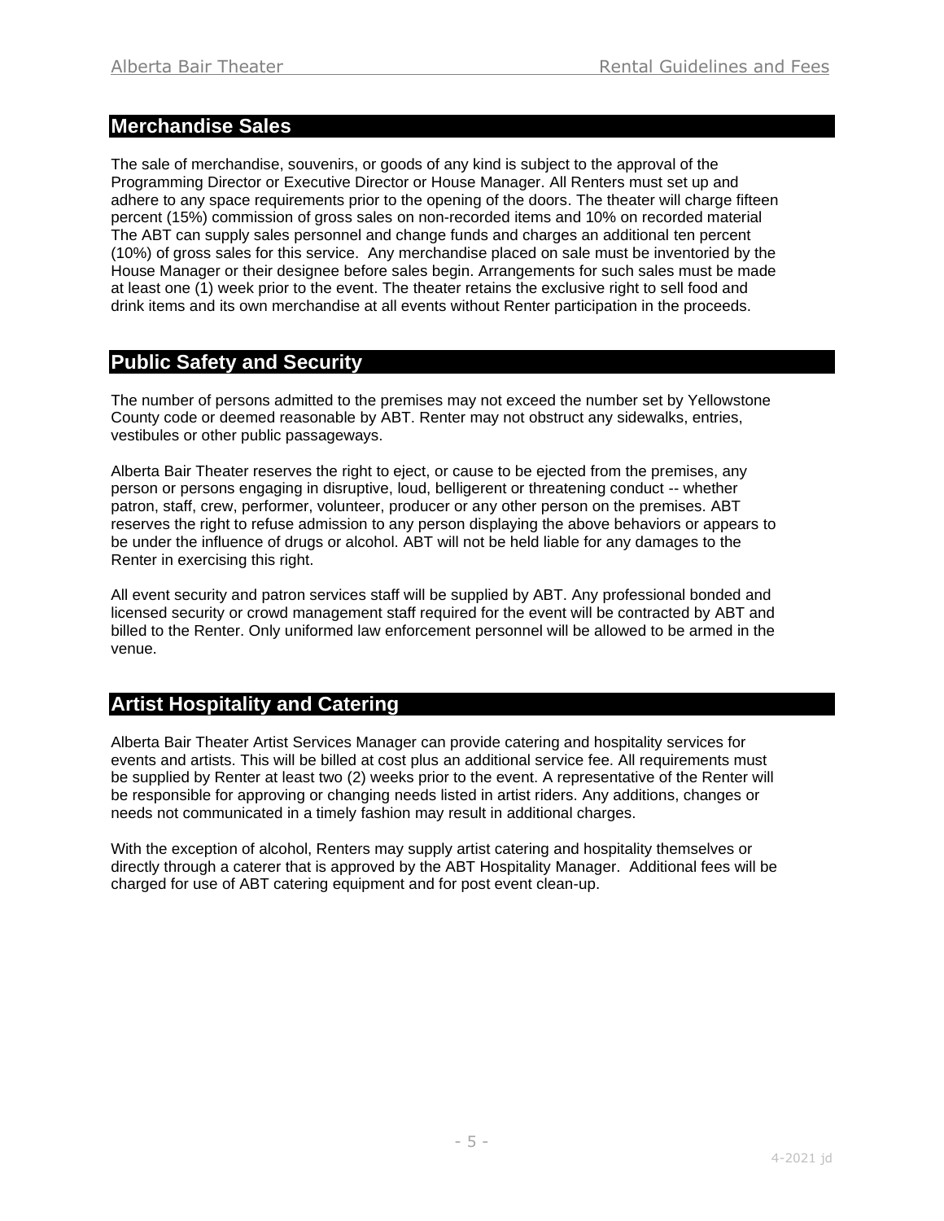## Merchandise Sales

The sale of merchandise, souvenirs, or goods of any kind is subject to the approval of the Programming Director or Executive Director or House Manager. All Renters must set up and adhere to any space requirements prior to the opening of the doors. The theater will charge fifteen percent (15%) commission of gross sales on non-recorded items and 10% on recorded material The ABT can supply sales personnel and change funds and charges an additional ten percent (10%) of gross sales for this service. Any merchandise placed on sale must be inventoried by the House Manager or their designee before sales begin. Arrangements for such sales must be made at least one (1) week prior to the event. The theater retains the exclusive right to sell food and drink items and its own merchandise at all events without Renter participation in the proceeds.

## Public Safety and Security

The number of persons admitted to the premises may not exceed the number set by Yellowstone County code or deemed reasonable by ABT. Renter may not obstruct any sidewalks, entries, vestibules or other public passageways.

Alberta Bair Theater reserves the right to eject, or cause to be ejected from the premises, any person or persons engaging in disruptive, loud, belligerent or threatening conduct -- whether patron, staff, crew, performer, volunteer, producer or any other person on the premises. ABT reserves the right to refuse admission to any person displaying the above behaviors or appears to be under the influence of drugs or alcohol. ABT will not be held liable for any damages to the Renter in exercising this right.

All event security and patron services staff will be supplied by ABT. Any professional bonded and licensed security or crowd management staff required for the event will be contracted by ABT and billed to the Renter. Only uniformed law enforcement personnel will be allowed to be armed in the venue.

## Artist Hospitality and Catering

Alberta Bair Theater Artist Services Manager can provide catering and hospitality services for events and artists. This will be billed at cost plus an additional service fee. All requirements must be supplied by Renter at least two (2) weeks prior to the event. A representative of the Renter will be responsible for approving or changing needs listed in artist riders. Any additions, changes or needs not communicated in a timely fashion may result in additional charges.

With the exception of alcohol, Renters may supply artist catering and hospitality themselves or directly through a caterer that is approved by the ABT Hospitality Manager. Additional fees will be charged for use of ABT catering equipment and for post event clean-up.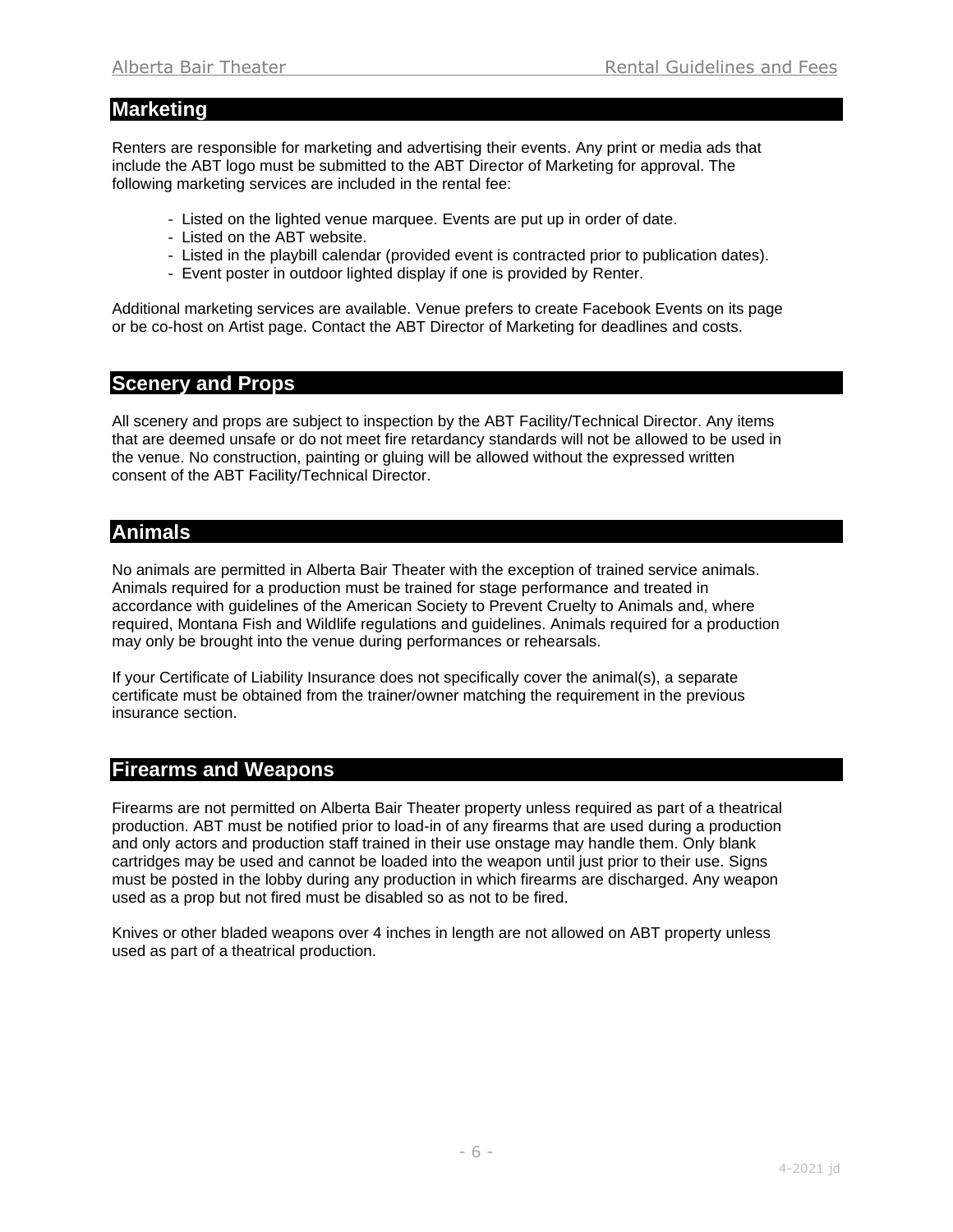## Marketing

Renters are responsible for marketing and advertising their events. Any print or media ads that include the ABT logo must be submitted to the ABT Director of Marketing for approval. The following marketing services are included in the rental fee:

- Listed on the lighted venue marquee. Events are put up in order of date.
- Listed on the ABT website.
- Listed in the playbill calendar (provided event is contracted prior to publication dates).
- Event poster in outdoor lighted display if one is provided by Renter.

Additional marketing services are available. Venue prefers to create Facebook Events on its page or be co-host on Artist page. Contact the ABT Director of Marketing for deadlines and costs.

## Scenery and Props

All scenery and props are subject to inspection by the ABT Facility/Technical Director. Any items that are deemed unsafe or do not meet fire retardancy standards will not be allowed to be used in the venue. No construction, painting or gluing will be allowed without the expressed written consent of the ABT Facility/Technical Director.

## Animals

No animals are permitted in Alberta Bair Theater with the exception of trained service animals. Animals required for a production must be trained for stage performance and treated in accordance with guidelines of the American Society to Prevent Cruelty to Animals and, where required, Montana Fish and Wildlife regulations and guidelines. Animals required for a production may only be brought into the venue during performances or rehearsals.

If your Certificate of Liability Insurance does not specifically cover the animal(s), a separate certificate must be obtained from the trainer/owner matching the requirement in the previous insurance section.

## Firearms and Weapons

Firearms are not permitted on Alberta Bair Theater property unless required as part of a theatrical production. ABT must be notified prior to load-in of any firearms that are used during a production and only actors and production staff trained in their use onstage may handle them. Only blank cartridges may be used and cannot be loaded into the weapon until just prior to their use. Signs must be posted in the lobby during any production in which firearms are discharged. Any weapon used as a prop but not fired must be disabled so as not to be fired.

Knives or other bladed weapons over 4 inches in length are not allowed on ABT property unless used as part of a theatrical production.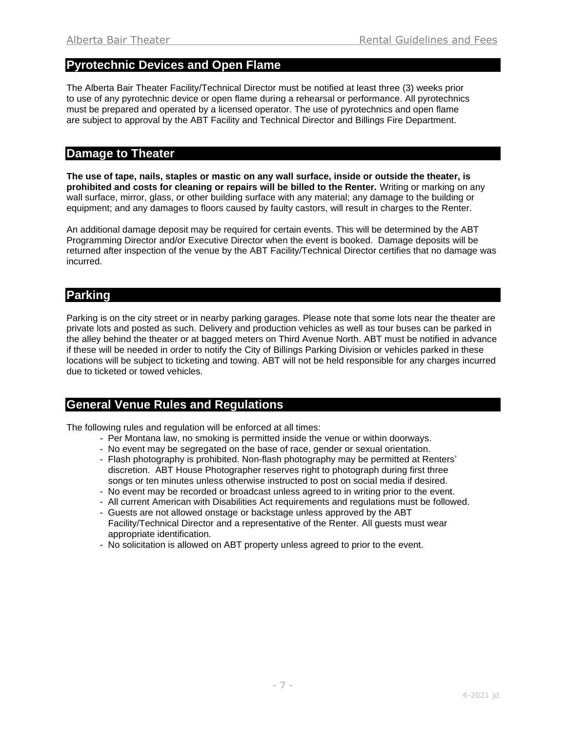## Pyrotechnic Devices and Open Flame

The Alberta Bair Theater Facility/Technical Director must be notified at least three (3) weeks prior to use of any pyrotechnic device or open flame during a rehearsal or performance. All pyrotechnics must be prepared and operated by a licensed operator. The use of pyrotechnics and open flame are subject to approval by the ABT Facility and Technical Director and Billings Fire Department.

## Damage to Theater

**The use of tape, nails, staples or mastic on any wall surface, inside or outside the theater, is prohibited and costs for cleaning or repairs will be billed to the Renter.** Writing or marking on any wall surface, mirror, glass, or other building surface with any material; any damage to the building or equipment; and any damages to floors caused by faulty castors, will result in charges to the Renter.

An additional damage deposit may be required for certain events. This will be determined by the ABT Programming Director and/or Executive Director when the event is booked. Damage deposits will be returned after inspection of the venue by the ABT Facility/Technical Director certifies that no damage was incurred.

## Parking

Parking is on the city street or in nearby parking garages. Please note that some lots near the theater are private lots and posted as such. Delivery and production vehicles as well as tour buses can be parked in the alley behind the theater or at bagged meters on Third Avenue North. ABT must be notified in advance if these will be needed in order to notify the City of Billings Parking Division or vehicles parked in these locations will be subject to ticketing and towing. ABT will not be held responsible for any charges incurred due to ticketed or towed vehicles.

## General Venue Rules and Regulations

The following rules and regulation will be enforced at all times:

- Per Montana law, no smoking is permitted inside the venue or within doorways.
- No event may be segregated on the base of race, gender or sexual orientation.
- Flash photography is prohibited. Non-flash photography may be permitted at Renters' discretion. ABT House Photographer reserves right to photograph during first three songs or ten minutes unless otherwise instructed to post on social media if desired.
- No event may be recorded or broadcast unless agreed to in writing prior to the event.
- All current American with Disabilities Act requirements and regulations must be followed.
- Guests are not allowed onstage or backstage unless approved by the ABT Facility/Technical Director and a representative of the Renter. All guests must wear appropriate identification.
- No solicitation is allowed on ABT property unless agreed to prior to the event.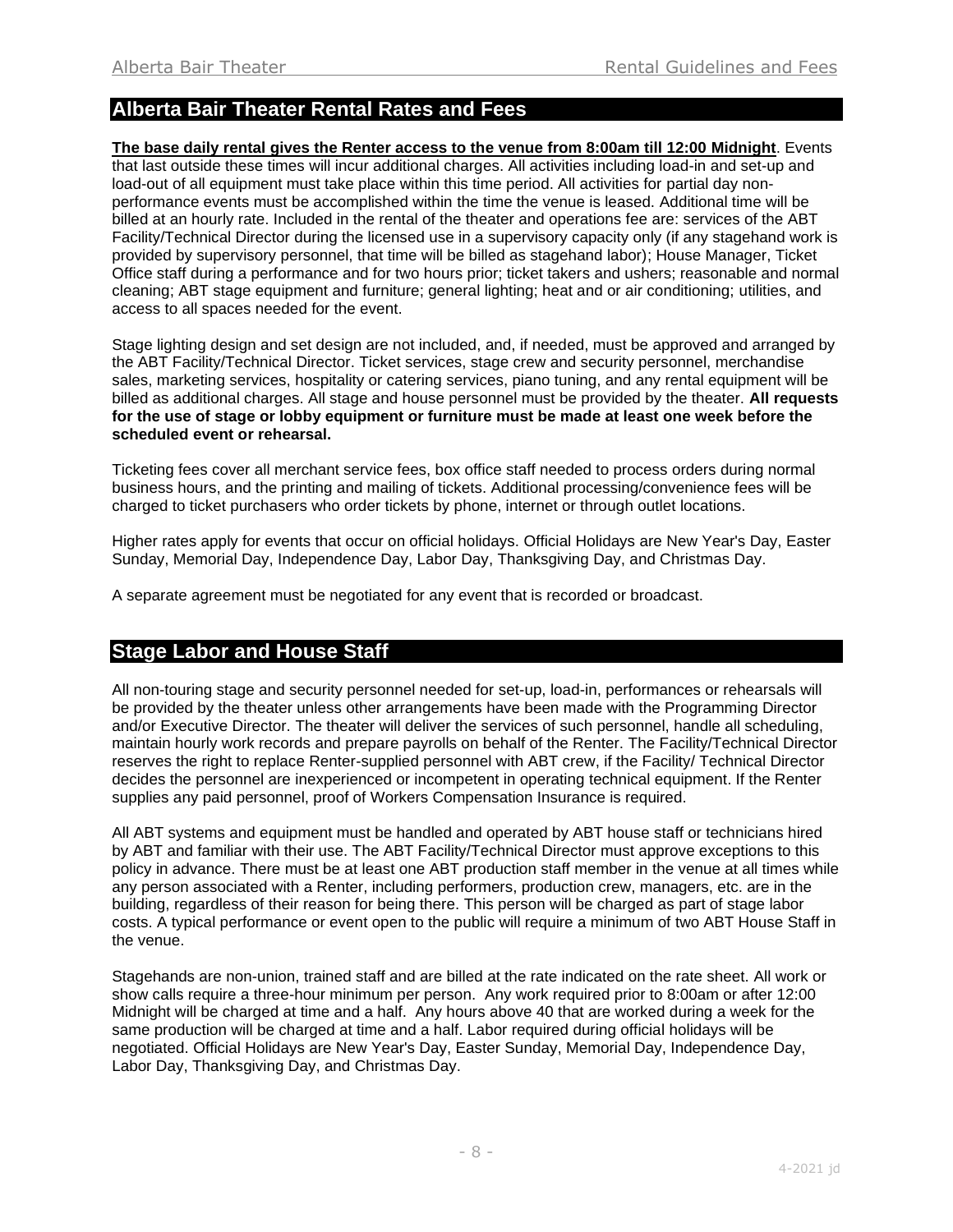## Alberta Bair Theater Rental Rates and Fees

**The base daily rental gives the Renter access to the venue from 8:00am till 12:00 Midnight**. Events that last outside these times will incur additional charges. All activities including load-in and set-up and load-out of all equipment must take place within this time period. All activities for partial day non-performance events must be accomplished within the time the venue is leased. Additional time will be billed at an hourly rate. Included in the rental of the theater and operations fee are: services of the ABT Facility/Technical Director during the licensed use in a supervisory capacity only (if any stagehand work is provided by supervisory personnel, that time will be billed as stagehand labor); House Manager, Ticket Office staff during a performance and for two hours prior; ticket takers and ushers; reasonable and normal cleaning; ABT stage equipment and furniture; general lighting; heat and or air conditioning; utilities, and access to all spaces needed for the event.

Stage lighting design and set design are not included, and, if needed, must be approved and arranged by the ABT Facility/Technical Director. Ticket services, stage crew and security personnel, merchandise sales, marketing services, hospitality or catering services, piano tuning, and any rental equipment will be billed as additional charges. All stage and house personnel must be provided by the theater. **All requests for the use of stage or lobby equipment or furniture must be made at least one week before the scheduled event or rehearsal.**

Ticketing fees cover all merchant service fees, box office staff needed to process orders during normal business hours, and the printing and mailing of tickets. Additional processing/convenience fees will be charged to ticket purchasers who order tickets by phone, internet or through outlet locations.

Higher rates apply for events that occur on official holidays. Official Holidays are New Year's Day, Easter Sunday, Memorial Day, Independence Day, Labor Day, Thanksgiving Day, and Christmas Day.

A separate agreement must be negotiated for any event that is recorded or broadcast.

## Stage Labor and House Staff

All non-touring stage and security personnel needed for set-up, load-in, performances or rehearsals will be provided by the theater unless other arrangements have been made with the Programming Director and/or Executive Director. The theater will deliver the services of such personnel, handle all scheduling, maintain hourly work records and prepare payrolls on behalf of the Renter. The Facility/Technical Director reserves the right to replace Renter-supplied personnel with ABT crew, if the Facility/ Technical Director decides the personnel are inexperienced or incompetent in operating technical equipment. If the Renter supplies any paid personnel, proof of Workers Compensation Insurance is required.

All ABT systems and equipment must be handled and operated by ABT house staff or technicians hired by ABT and familiar with their use. The ABT Facility/Technical Director must approve exceptions to this policy in advance. There must be at least one ABT production staff member in the venue at all times while any person associated with a Renter, including performers, production crew, managers, etc. are in the building, regardless of their reason for being there. This person will be charged as part of stage labor costs. A typical performance or event open to the public will require a minimum of two ABT House Staff in the venue.

Stagehands are non-union, trained staff and are billed at the rate indicated on the rate sheet. All work or show calls require a three-hour minimum per person. Any work required prior to 8:00am or after 12:00 Midnight will be charged at time and a half. Any hours above 40 that are worked during a week for the same production will be charged at time and a half. Labor required during official holidays will be negotiated. Official Holidays are New Year's Day, Easter Sunday, Memorial Day, Independence Day, Labor Day, Thanksgiving Day, and Christmas Day.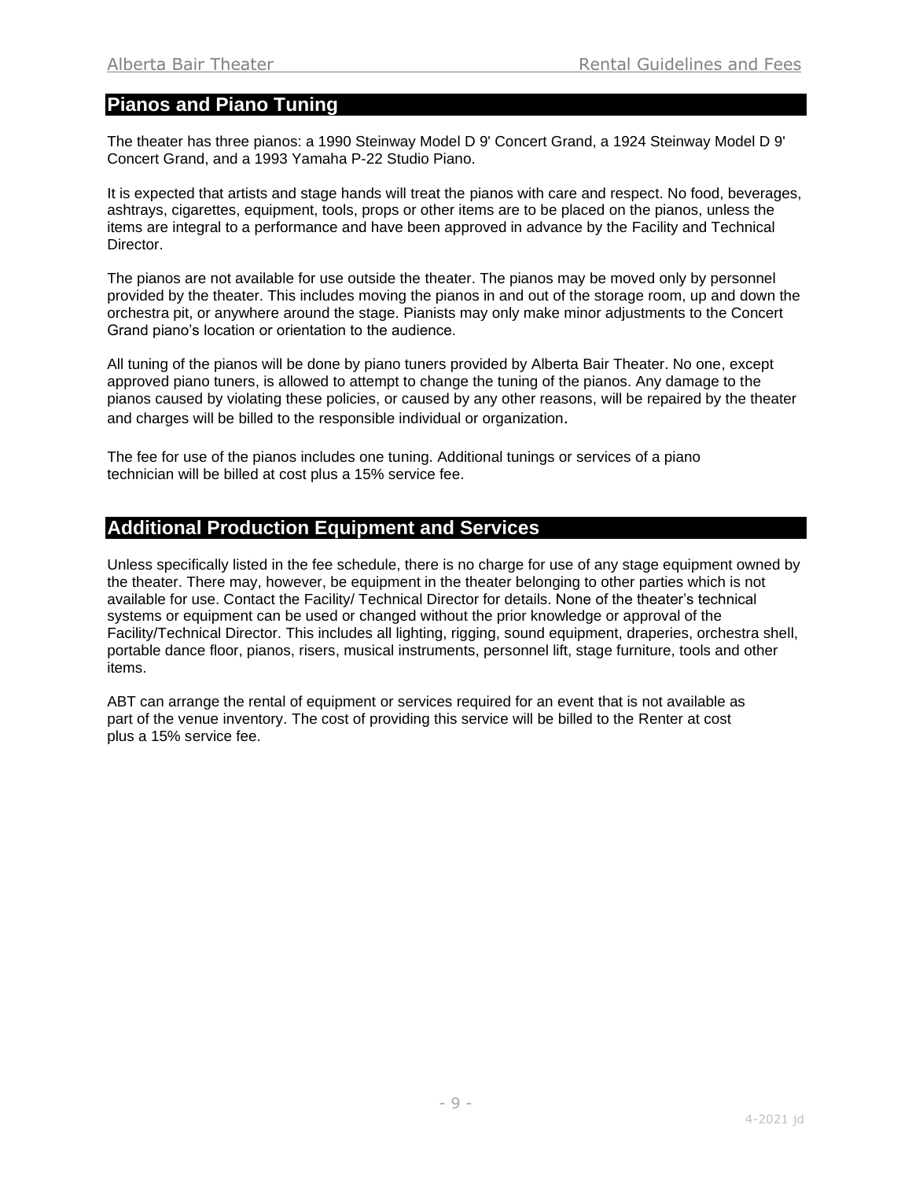## Pianos and Piano Tuning

The theater has three pianos: a 1990 Steinway Model D 9' Concert Grand, a 1924 Steinway Model D 9' Concert Grand, and a 1993 Yamaha P-22 Studio Piano.

It is expected that artists and stage hands will treat the pianos with care and respect. No food, beverages, ashtrays, cigarettes, equipment, tools, props or other items are to be placed on the pianos, unless the items are integral to a performance and have been approved in advance by the Facility and Technical Director.

The pianos are not available for use outside the theater. The pianos may be moved only by personnel provided by the theater. This includes moving the pianos in and out of the storage room, up and down the orchestra pit, or anywhere around the stage. Pianists may only make minor adjustments to the Concert Grand piano's location or orientation to the audience.

All tuning of the pianos will be done by piano tuners provided by Alberta Bair Theater. No one, except approved piano tuners, is allowed to attempt to change the tuning of the pianos. Any damage to the pianos caused by violating these policies, or caused by any other reasons, will be repaired by the theater and charges will be billed to the responsible individual or organization.

The fee for use of the pianos includes one tuning. Additional tunings or services of a piano technician will be billed at cost plus a 15% service fee.

## Additional Production Equipment and Services

Unless specifically listed in the fee schedule, there is no charge for use of any stage equipment owned by the theater. There may, however, be equipment in the theater belonging to other parties which is not available for use. Contact the Facility/ Technical Director for details. None of the theater's technical systems or equipment can be used or changed without the prior knowledge or approval of the Facility/Technical Director. This includes all lighting, rigging, sound equipment, draperies, orchestra shell, portable dance floor, pianos, risers, musical instruments, personnel lift, stage furniture, tools and other items.

ABT can arrange the rental of equipment or services required for an event that is not available as part of the venue inventory. The cost of providing this service will be billed to the Renter at cost plus a 15% service fee.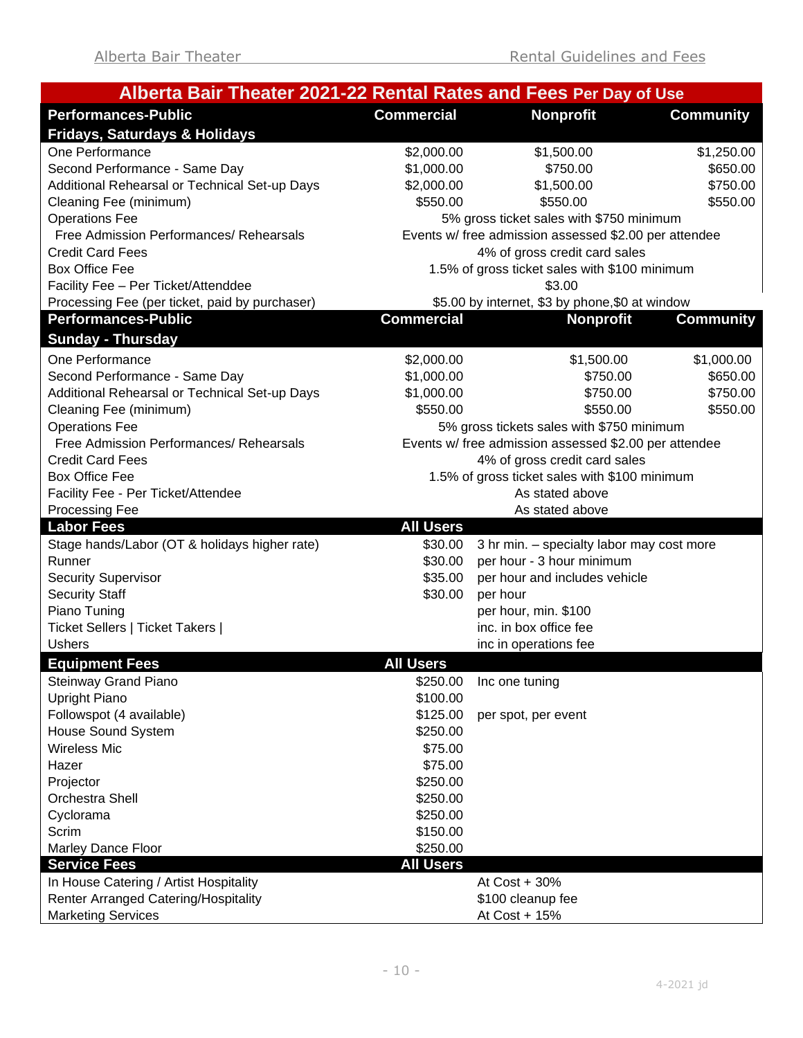## Alberta Bair Theater 2021-22 Rental Rates and Fees Per Day of Use

| Performances-Public Fridays, Saturdays & Holidays | Commercial | Nonprofit | Community |
|---|---|---|---|
| One Performance | $2,000.00 | $1,500.00 | $1,250.00 |
| Second Performance - Same Day | $1,000.00 | $750.00 | $650.00 |
| Additional Rehearsal or Technical Set-up Days | $2,000.00 | $1,500.00 | $750.00 |
| Cleaning Fee (minimum) | $550.00 | $550.00 | $550.00 |
| Operations Fee | 5% gross ticket sales with $750 minimum | | |
| Free Admission Performances/ Rehearsals | Events w/ free admission assessed $2.00 per attendee | | |
| Credit Card Fees | 4% of gross credit card sales | | |
| Box Office Fee | 1.5% of gross ticket sales with $100 minimum | | |
| Facility Fee – Per Ticket/Attenddee | $3.00 | | |
| Processing Fee (per ticket, paid by purchaser) | $5.00 by internet, $3 by phone,$0 at window | | |
| **Performances-Public Sunday - Thursday** | **Commercial** | **Nonprofit** | **Community** |
| One Performance | $2,000.00 | $1,500.00 | $1,000.00 |
| Second Performance - Same Day | $1,000.00 | $750.00 | $650.00 |
| Additional Rehearsal or Technical Set-up Days | $1,000.00 | $750.00 | $750.00 |
| Cleaning Fee (minimum) | $550.00 | $550.00 | $550.00 |
| Operations Fee | 5% gross tickets sales with $750 minimum | | |
| Free Admission Performances/ Rehearsals | Events w/ free admission assessed $2.00 per attendee | | |
| Credit Card Fees | 4% of gross credit card sales | | |
| Box Office Fee | 1.5% of gross ticket sales with $100 minimum | | |
| Facility Fee - Per Ticket/Attendee | As stated above | | |
| Processing Fee | As stated above | | |
| **Labor Fees** | **All Users** | | |
| Stage hands/Labor (OT & holidays higher rate) | $30.00 | 3 hr min. – specialty labor may cost more | |
| Runner | $30.00 | per hour - 3 hour minimum | |
| Security Supervisor | $35.00 | per hour and includes vehicle | |
| Security Staff | $30.00 | per hour | |
| Piano Tuning | | per hour, min. $100 | |
| Ticket Sellers \| Ticket Takers \| | | inc. in box office fee | |
| Ushers | | inc in operations fee | |
| **Equipment Fees** | **All Users** | | |
| Steinway Grand Piano | $250.00 | Inc one tuning | |
| Upright Piano | $100.00 | | |
| Followspot (4 available) | $125.00 | per spot, per event | |
| House Sound System | $250.00 | | |
| Wireless Mic | $75.00 | | |
| Hazer | $75.00 | | |
| Projector | $250.00 | | |
| Orchestra Shell | $250.00 | | |
| Cyclorama | $250.00 | | |
| Scrim | $150.00 | | |
| Marley Dance Floor | $250.00 | | |
| **Service Fees** | **All Users** | | |
| In House Catering / Artist Hospitality | | At Cost + 30% | |
| Renter Arranged Catering/Hospitality | | $100 cleanup fee | |
| Marketing Services | | At Cost + 15% | |

4-2021 jd